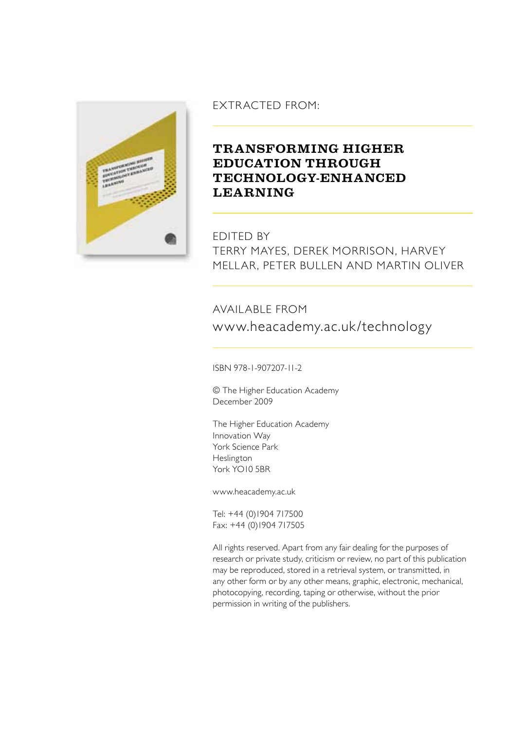EXTRACTED FROM:

# TRANSFORMING HIGHER EDUCATION THROUGH TECHNOLOGY-ENHANCED LEARNING

EDITED BY
TERRY MAYES, DEREK MORRISON, HARVEY MELLAR, PETER BULLEN AND MARTIN OLIVER

AVAILABLE FROM
www.heacademy.ac.uk/technology

ISBN 978-1-907207-11-2

© The Higher Education Academy
December 2009

The Higher Education Academy
Innovation Way
York Science Park
Heslington
York YO10 5BR

www.heacademy.ac.uk

Tel: +44 (0)1904 717500
Fax: +44 (0)1904 717505

All rights reserved. Apart from any fair dealing for the purposes of research or private study, criticism or review, no part of this publication may be reproduced, stored in a retrieval system, or transmitted, in any other form or by any other means, graphic, electronic, mechanical, photocopying, recording, taping or otherwise, without the prior permission in writing of the publishers.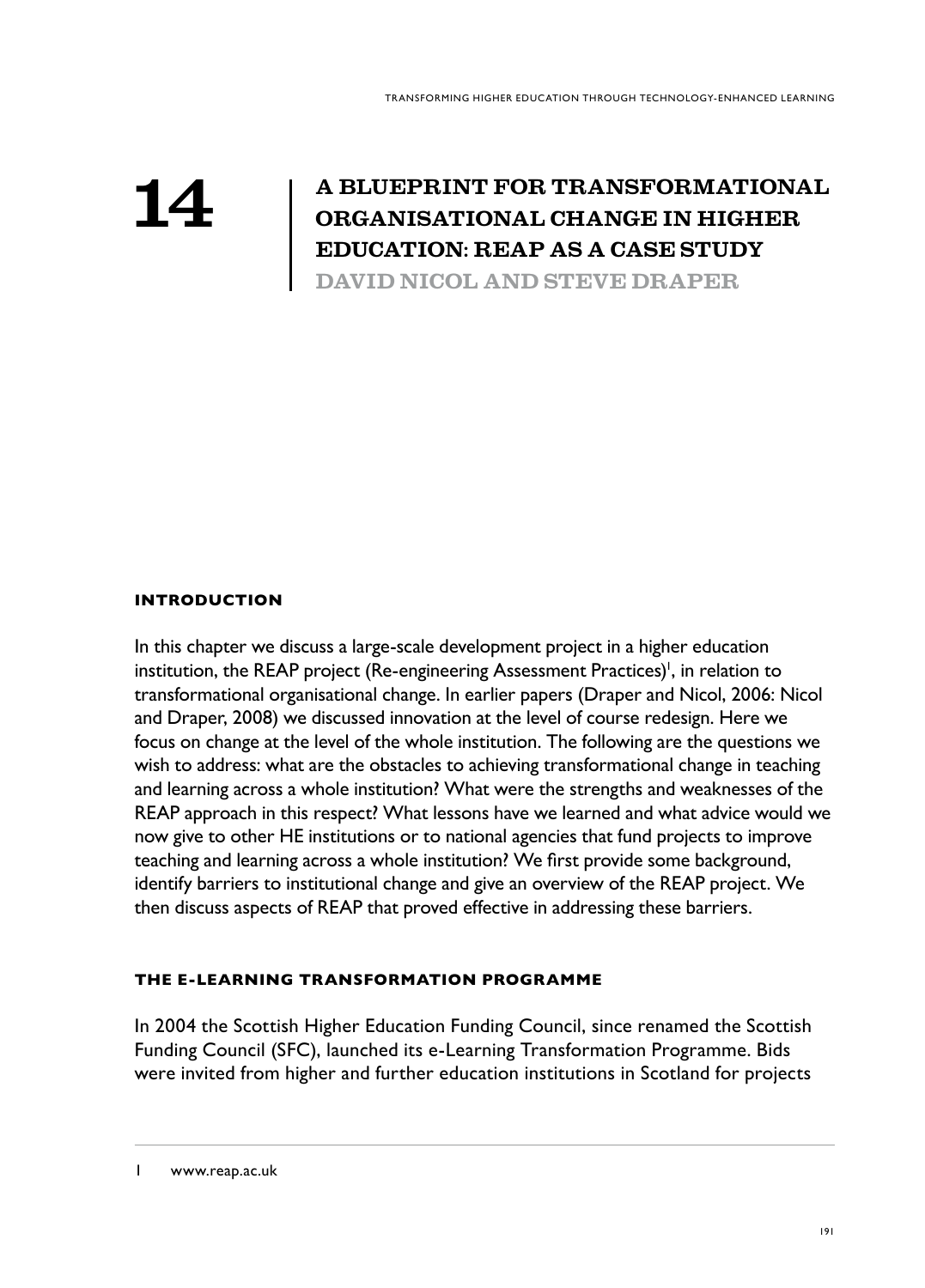# 14 A BLUEPRINT FOR TRANSFORMATIONAL ORGANISATIONAL CHANGE IN HIGHER EDUCATION: REAP AS A CASE STUDY

**DAVID NICOL AND STEVE DRAPER**

## INTRODUCTION

In this chapter we discuss a large-scale development project in a higher education institution, the REAP project (Re-engineering Assessment Practices)[1], in relation to transformational organisational change. In earlier papers (Draper and Nicol, 2006: Nicol and Draper, 2008) we discussed innovation at the level of course redesign. Here we focus on change at the level of the whole institution. The following are the questions we wish to address: what are the obstacles to achieving transformational change in teaching and learning across a whole institution? What were the strengths and weaknesses of the REAP approach in this respect? What lessons have we learned and what advice would we now give to other HE institutions or to national agencies that fund projects to improve teaching and learning across a whole institution? We first provide some background, identify barriers to institutional change and give an overview of the REAP project. We then discuss aspects of REAP that proved effective in addressing these barriers.

## THE E-LEARNING TRANSFORMATION PROGRAMME

In 2004 the Scottish Higher Education Funding Council, since renamed the Scottish Funding Council (SFC), launched its e-Learning Transformation Programme. Bids were invited from higher and further education institutions in Scotland for projects

---

1 www.reap.ac.uk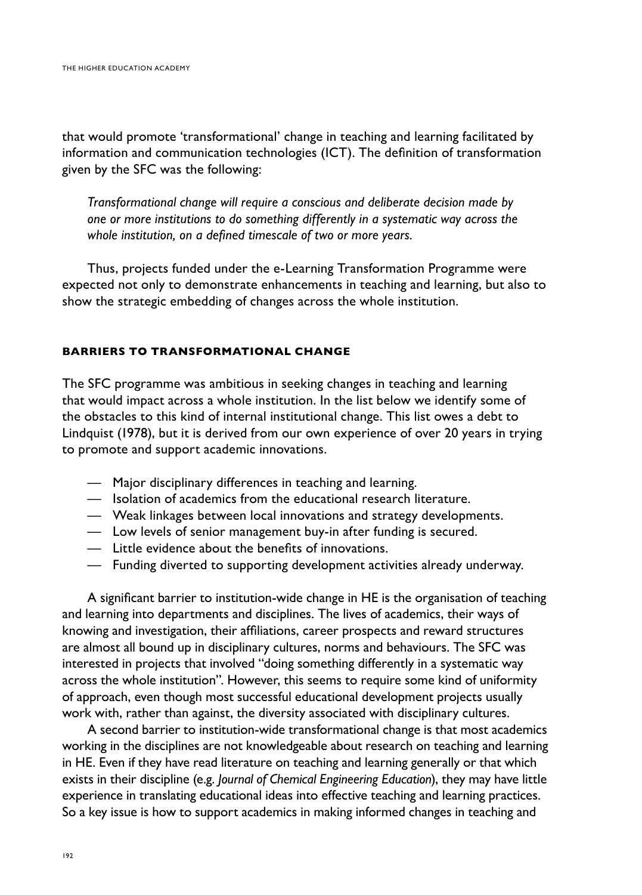that would promote 'transformational' change in teaching and learning facilitated by information and communication technologies (ICT). The definition of transformation given by the SFC was the following:

> *Transformational change will require a conscious and deliberate decision made by one or more institutions to do something differently in a systematic way across the whole institution, on a defined timescale of two or more years.*

Thus, projects funded under the e-Learning Transformation Programme were expected not only to demonstrate enhancements in teaching and learning, but also to show the strategic embedding of changes across the whole institution.

## BARRIERS TO TRANSFORMATIONAL CHANGE

The SFC programme was ambitious in seeking changes in teaching and learning that would impact across a whole institution. In the list below we identify some of the obstacles to this kind of internal institutional change. This list owes a debt to Lindquist (1978), but it is derived from our own experience of over 20 years in trying to promote and support academic innovations.

- Major disciplinary differences in teaching and learning.
- Isolation of academics from the educational research literature.
- Weak linkages between local innovations and strategy developments.
- Low levels of senior management buy-in after funding is secured.
- Little evidence about the benefits of innovations.
- Funding diverted to supporting development activities already underway.

A significant barrier to institution-wide change in HE is the organisation of teaching and learning into departments and disciplines. The lives of academics, their ways of knowing and investigation, their affiliations, career prospects and reward structures are almost all bound up in disciplinary cultures, norms and behaviours. The SFC was interested in projects that involved "doing something differently in a systematic way across the whole institution". However, this seems to require some kind of uniformity of approach, even though most successful educational development projects usually work with, rather than against, the diversity associated with disciplinary cultures.

A second barrier to institution-wide transformational change is that most academics working in the disciplines are not knowledgeable about research on teaching and learning in HE. Even if they have read literature on teaching and learning generally or that which exists in their discipline (e.g. *Journal of Chemical Engineering Education*), they may have little experience in translating educational ideas into effective teaching and learning practices. So a key issue is how to support academics in making informed changes in teaching and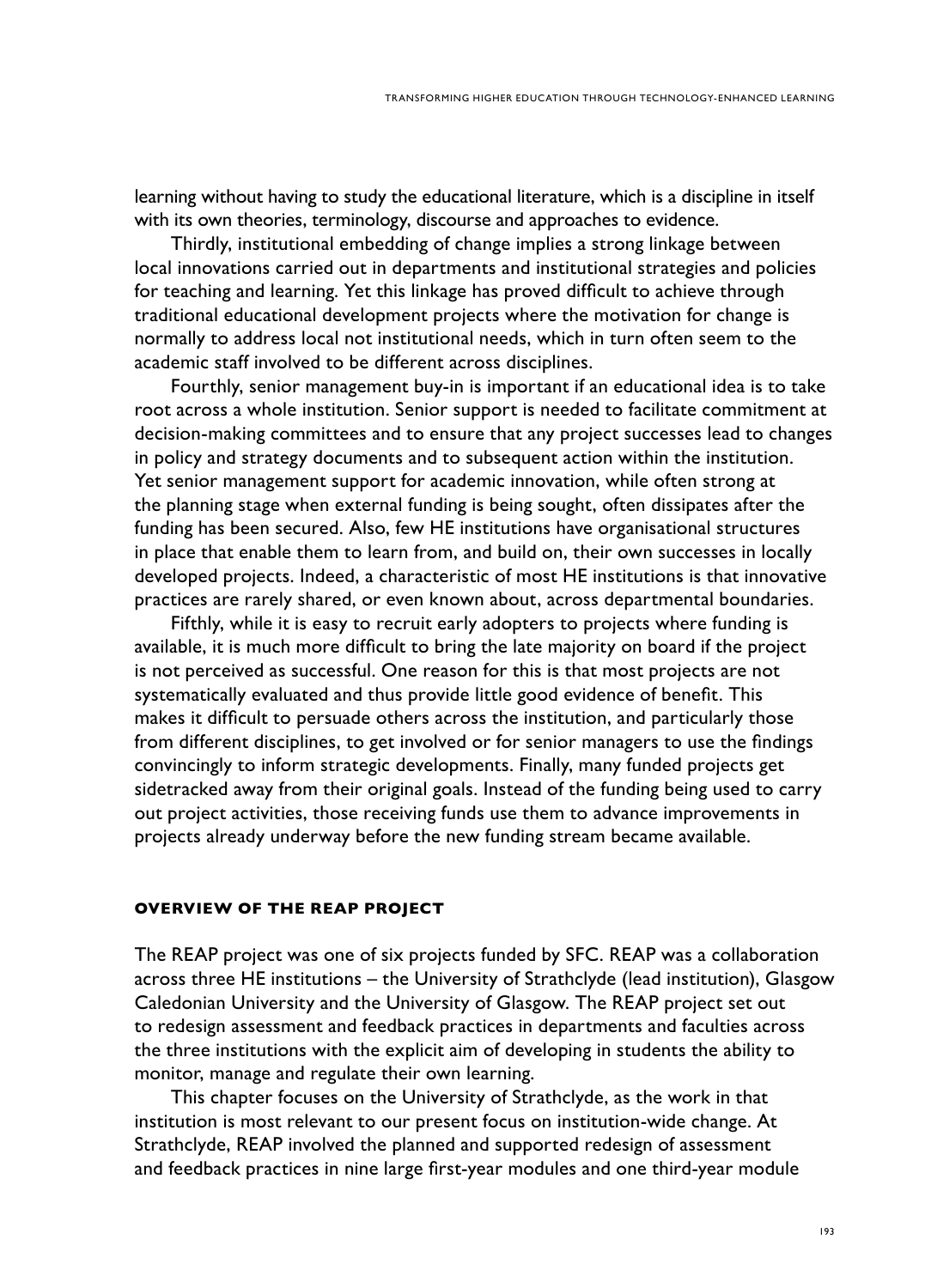learning without having to study the educational literature, which is a discipline in itself with its own theories, terminology, discourse and approaches to evidence.

Thirdly, institutional embedding of change implies a strong linkage between local innovations carried out in departments and institutional strategies and policies for teaching and learning. Yet this linkage has proved difficult to achieve through traditional educational development projects where the motivation for change is normally to address local not institutional needs, which in turn often seem to the academic staff involved to be different across disciplines.

Fourthly, senior management buy-in is important if an educational idea is to take root across a whole institution. Senior support is needed to facilitate commitment at decision-making committees and to ensure that any project successes lead to changes in policy and strategy documents and to subsequent action within the institution. Yet senior management support for academic innovation, while often strong at the planning stage when external funding is being sought, often dissipates after the funding has been secured. Also, few HE institutions have organisational structures in place that enable them to learn from, and build on, their own successes in locally developed projects. Indeed, a characteristic of most HE institutions is that innovative practices are rarely shared, or even known about, across departmental boundaries.

Fifthly, while it is easy to recruit early adopters to projects where funding is available, it is much more difficult to bring the late majority on board if the project is not perceived as successful. One reason for this is that most projects are not systematically evaluated and thus provide little good evidence of benefit. This makes it difficult to persuade others across the institution, and particularly those from different disciplines, to get involved or for senior managers to use the findings convincingly to inform strategic developments. Finally, many funded projects get sidetracked away from their original goals. Instead of the funding being used to carry out project activities, those receiving funds use them to advance improvements in projects already underway before the new funding stream became available.

## OVERVIEW OF THE REAP PROJECT

The REAP project was one of six projects funded by SFC. REAP was a collaboration across three HE institutions – the University of Strathclyde (lead institution), Glasgow Caledonian University and the University of Glasgow. The REAP project set out to redesign assessment and feedback practices in departments and faculties across the three institutions with the explicit aim of developing in students the ability to monitor, manage and regulate their own learning.

This chapter focuses on the University of Strathclyde, as the work in that institution is most relevant to our present focus on institution-wide change. At Strathclyde, REAP involved the planned and supported redesign of assessment and feedback practices in nine large first-year modules and one third-year module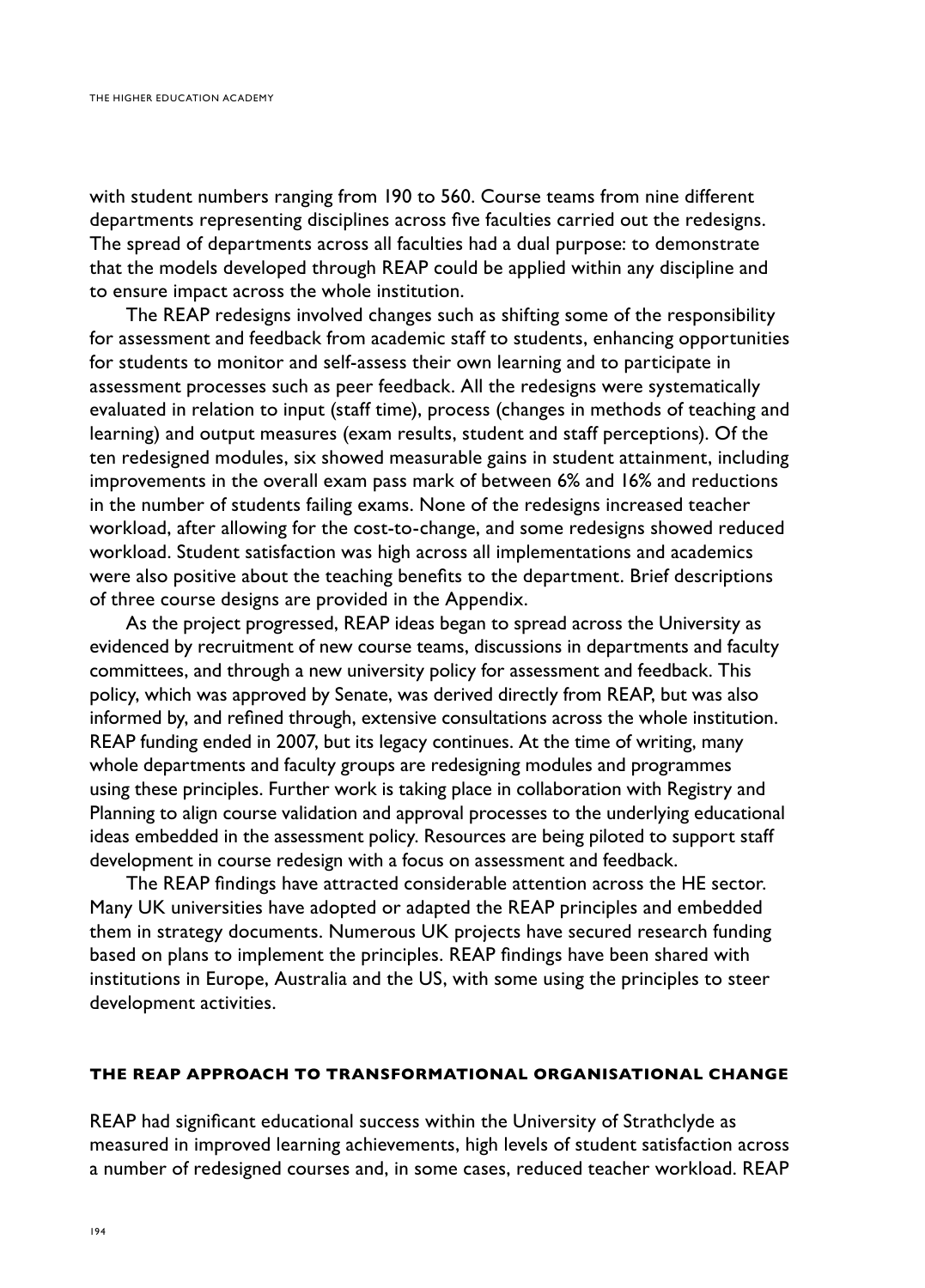with student numbers ranging from 190 to 560. Course teams from nine different departments representing disciplines across five faculties carried out the redesigns. The spread of departments across all faculties had a dual purpose: to demonstrate that the models developed through REAP could be applied within any discipline and to ensure impact across the whole institution.

The REAP redesigns involved changes such as shifting some of the responsibility for assessment and feedback from academic staff to students, enhancing opportunities for students to monitor and self-assess their own learning and to participate in assessment processes such as peer feedback. All the redesigns were systematically evaluated in relation to input (staff time), process (changes in methods of teaching and learning) and output measures (exam results, student and staff perceptions). Of the ten redesigned modules, six showed measurable gains in student attainment, including improvements in the overall exam pass mark of between 6% and 16% and reductions in the number of students failing exams. None of the redesigns increased teacher workload, after allowing for the cost-to-change, and some redesigns showed reduced workload. Student satisfaction was high across all implementations and academics were also positive about the teaching benefits to the department. Brief descriptions of three course designs are provided in the Appendix.

As the project progressed, REAP ideas began to spread across the University as evidenced by recruitment of new course teams, discussions in departments and faculty committees, and through a new university policy for assessment and feedback. This policy, which was approved by Senate, was derived directly from REAP, but was also informed by, and refined through, extensive consultations across the whole institution. REAP funding ended in 2007, but its legacy continues. At the time of writing, many whole departments and faculty groups are redesigning modules and programmes using these principles. Further work is taking place in collaboration with Registry and Planning to align course validation and approval processes to the underlying educational ideas embedded in the assessment policy. Resources are being piloted to support staff development in course redesign with a focus on assessment and feedback.

The REAP findings have attracted considerable attention across the HE sector. Many UK universities have adopted or adapted the REAP principles and embedded them in strategy documents. Numerous UK projects have secured research funding based on plans to implement the principles. REAP findings have been shared with institutions in Europe, Australia and the US, with some using the principles to steer development activities.

## THE REAP APPROACH TO TRANSFORMATIONAL ORGANISATIONAL CHANGE

REAP had significant educational success within the University of Strathclyde as measured in improved learning achievements, high levels of student satisfaction across a number of redesigned courses and, in some cases, reduced teacher workload. REAP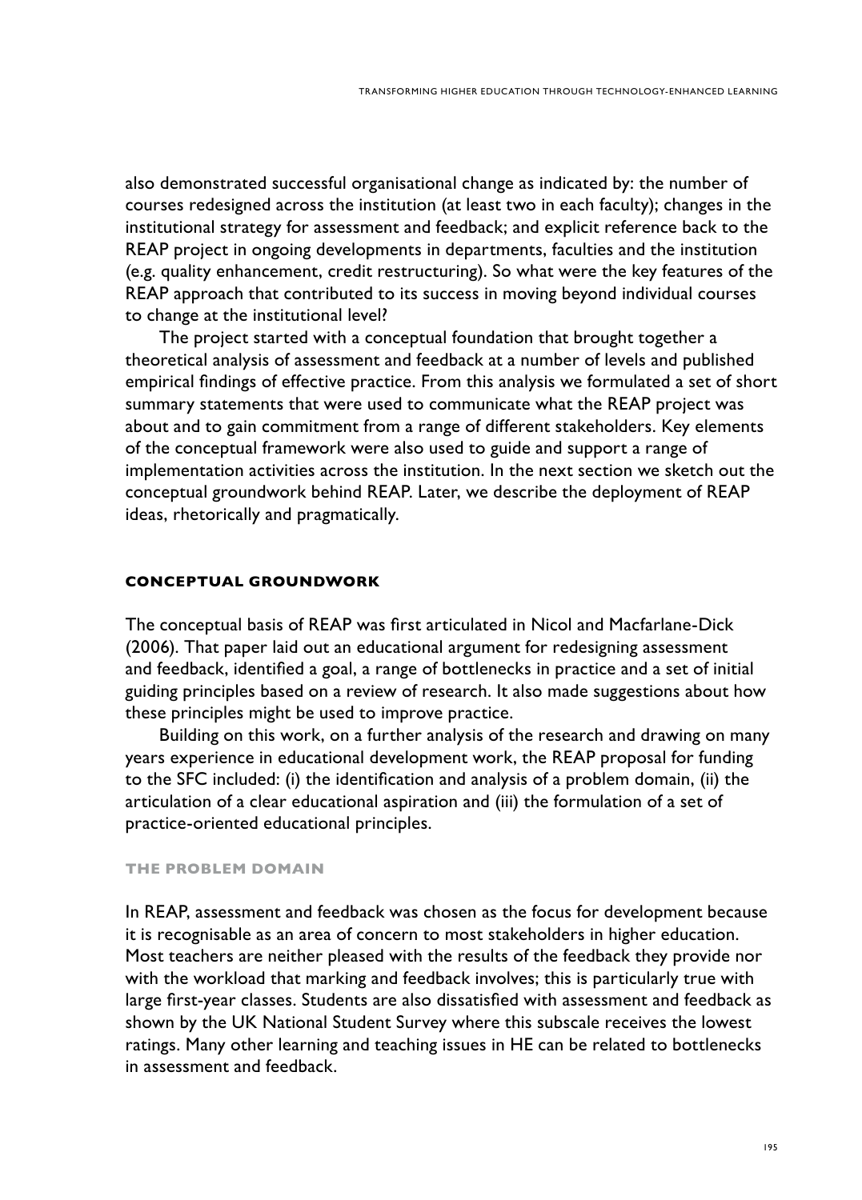also demonstrated successful organisational change as indicated by: the number of courses redesigned across the institution (at least two in each faculty); changes in the institutional strategy for assessment and feedback; and explicit reference back to the REAP project in ongoing developments in departments, faculties and the institution (e.g. quality enhancement, credit restructuring). So what were the key features of the REAP approach that contributed to its success in moving beyond individual courses to change at the institutional level?

The project started with a conceptual foundation that brought together a theoretical analysis of assessment and feedback at a number of levels and published empirical findings of effective practice. From this analysis we formulated a set of short summary statements that were used to communicate what the REAP project was about and to gain commitment from a range of different stakeholders. Key elements of the conceptual framework were also used to guide and support a range of implementation activities across the institution. In the next section we sketch out the conceptual groundwork behind REAP. Later, we describe the deployment of REAP ideas, rhetorically and pragmatically.

## CONCEPTUAL GROUNDWORK

The conceptual basis of REAP was first articulated in Nicol and Macfarlane-Dick (2006). That paper laid out an educational argument for redesigning assessment and feedback, identified a goal, a range of bottlenecks in practice and a set of initial guiding principles based on a review of research. It also made suggestions about how these principles might be used to improve practice.

Building on this work, on a further analysis of the research and drawing on many years experience in educational development work, the REAP proposal for funding to the SFC included: (i) the identification and analysis of a problem domain, (ii) the articulation of a clear educational aspiration and (iii) the formulation of a set of practice-oriented educational principles.

### THE PROBLEM DOMAIN

In REAP, assessment and feedback was chosen as the focus for development because it is recognisable as an area of concern to most stakeholders in higher education. Most teachers are neither pleased with the results of the feedback they provide nor with the workload that marking and feedback involves; this is particularly true with large first-year classes. Students are also dissatisfied with assessment and feedback as shown by the UK National Student Survey where this subscale receives the lowest ratings. Many other learning and teaching issues in HE can be related to bottlenecks in assessment and feedback.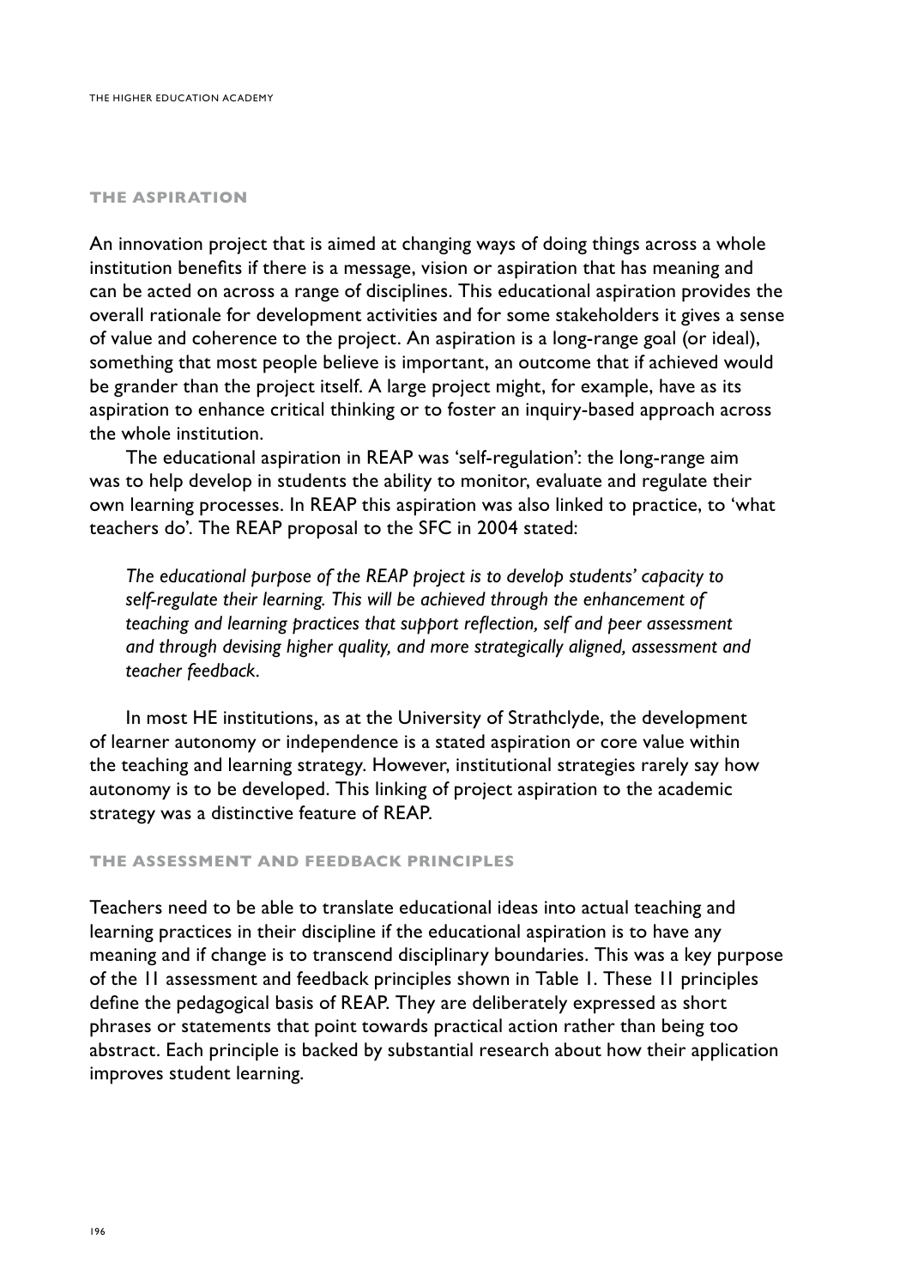## THE ASPIRATION

An innovation project that is aimed at changing ways of doing things across a whole institution benefits if there is a message, vision or aspiration that has meaning and can be acted on across a range of disciplines. This educational aspiration provides the overall rationale for development activities and for some stakeholders it gives a sense of value and coherence to the project. An aspiration is a long-range goal (or ideal), something that most people believe is important, an outcome that if achieved would be grander than the project itself. A large project might, for example, have as its aspiration to enhance critical thinking or to foster an inquiry-based approach across the whole institution.

The educational aspiration in REAP was 'self-regulation': the long-range aim was to help develop in students the ability to monitor, evaluate and regulate their own learning processes. In REAP this aspiration was also linked to practice, to 'what teachers do'. The REAP proposal to the SFC in 2004 stated:

> *The educational purpose of the REAP project is to develop students' capacity to self-regulate their learning. This will be achieved through the enhancement of teaching and learning practices that support reflection, self and peer assessment and through devising higher quality, and more strategically aligned, assessment and teacher feedback.*

In most HE institutions, as at the University of Strathclyde, the development of learner autonomy or independence is a stated aspiration or core value within the teaching and learning strategy. However, institutional strategies rarely say how autonomy is to be developed. This linking of project aspiration to the academic strategy was a distinctive feature of REAP.

## THE ASSESSMENT AND FEEDBACK PRINCIPLES

Teachers need to be able to translate educational ideas into actual teaching and learning practices in their discipline if the educational aspiration is to have any meaning and if change is to transcend disciplinary boundaries. This was a key purpose of the 11 assessment and feedback principles shown in Table 1. These 11 principles define the pedagogical basis of REAP. They are deliberately expressed as short phrases or statements that point towards practical action rather than being too abstract. Each principle is backed by substantial research about how their application improves student learning.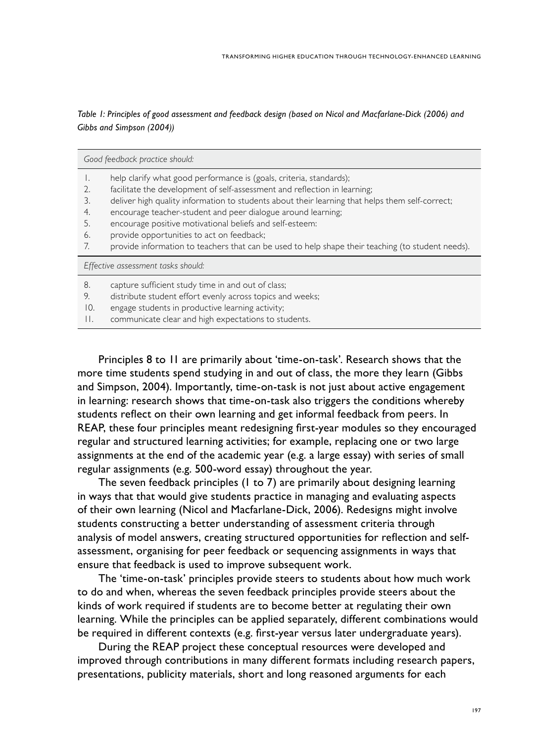*Table 1: Principles of good assessment and feedback design (based on Nicol and Macfarlane-Dick (2006) and Gibbs and Simpson (2004))*

| | |
|---|---|
| | *Good feedback practice should:* |
| 1. | help clarify what good performance is (goals, criteria, standards); |
| 2. | facilitate the development of self-assessment and reflection in learning; |
| 3. | deliver high quality information to students about their learning that helps them self-correct; |
| 4. | encourage teacher-student and peer dialogue around learning; |
| 5. | encourage positive motivational beliefs and self-esteem: |
| 6. | provide opportunities to act on feedback; |
| 7. | provide information to teachers that can be used to help shape their teaching (to student needs). |
| | *Effective assessment tasks should:* |
| 8. | capture sufficient study time in and out of class; |
| 9. | distribute student effort evenly across topics and weeks; |
| 10. | engage students in productive learning activity; |
| 11. | communicate clear and high expectations to students. |

Principles 8 to 11 are primarily about 'time-on-task'. Research shows that the more time students spend studying in and out of class, the more they learn (Gibbs and Simpson, 2004). Importantly, time-on-task is not just about active engagement in learning: research shows that time-on-task also triggers the conditions whereby students reflect on their own learning and get informal feedback from peers. In REAP, these four principles meant redesigning first-year modules so they encouraged regular and structured learning activities; for example, replacing one or two large assignments at the end of the academic year (e.g. a large essay) with series of small regular assignments (e.g. 500-word essay) throughout the year.

The seven feedback principles (1 to 7) are primarily about designing learning in ways that that would give students practice in managing and evaluating aspects of their own learning (Nicol and Macfarlane-Dick, 2006). Redesigns might involve students constructing a better understanding of assessment criteria through analysis of model answers, creating structured opportunities for reflection and self-assessment, organising for peer feedback or sequencing assignments in ways that ensure that feedback is used to improve subsequent work.

The 'time-on-task' principles provide steers to students about how much work to do and when, whereas the seven feedback principles provide steers about the kinds of work required if students are to become better at regulating their own learning. While the principles can be applied separately, different combinations would be required in different contexts (e.g. first-year versus later undergraduate years).

During the REAP project these conceptual resources were developed and improved through contributions in many different formats including research papers, presentations, publicity materials, short and long reasoned arguments for each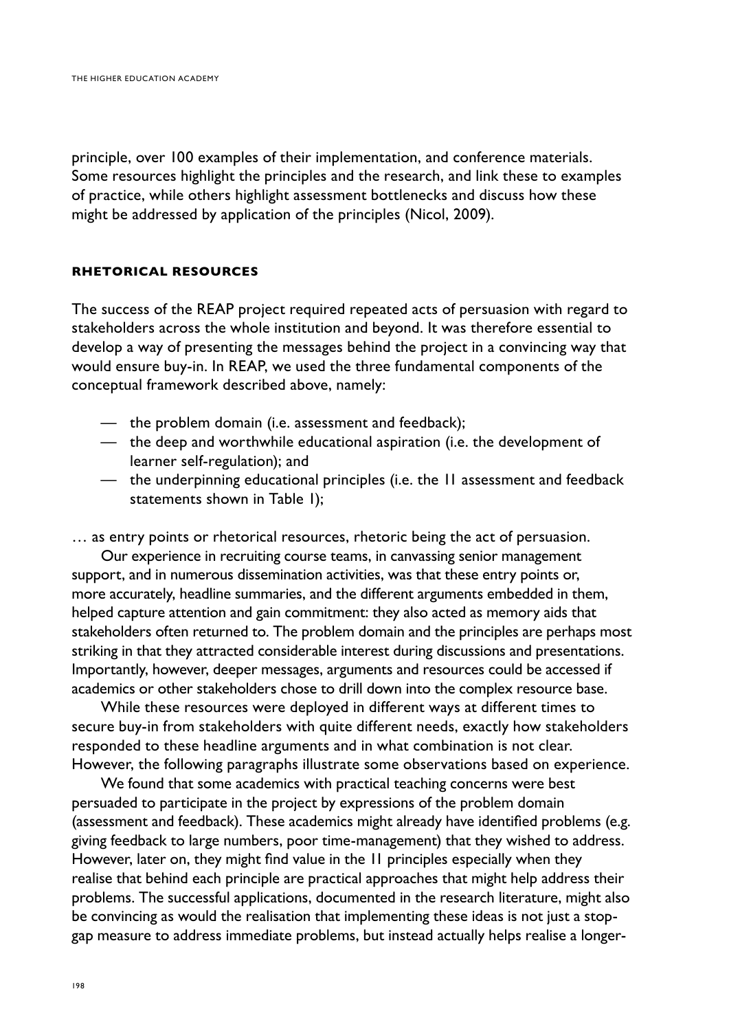principle, over 100 examples of their implementation, and conference materials. Some resources highlight the principles and the research, and link these to examples of practice, while others highlight assessment bottlenecks and discuss how these might be addressed by application of the principles (Nicol, 2009).

### RHETORICAL RESOURCES

The success of the REAP project required repeated acts of persuasion with regard to stakeholders across the whole institution and beyond. It was therefore essential to develop a way of presenting the messages behind the project in a convincing way that would ensure buy-in. In REAP, we used the three fundamental components of the conceptual framework described above, namely:

- the problem domain (i.e. assessment and feedback);
- the deep and worthwhile educational aspiration (i.e. the development of learner self-regulation); and
- the underpinning educational principles (i.e. the 11 assessment and feedback statements shown in Table 1);

… as entry points or rhetorical resources, rhetoric being the act of persuasion.

Our experience in recruiting course teams, in canvassing senior management support, and in numerous dissemination activities, was that these entry points or, more accurately, headline summaries, and the different arguments embedded in them, helped capture attention and gain commitment: they also acted as memory aids that stakeholders often returned to. The problem domain and the principles are perhaps most striking in that they attracted considerable interest during discussions and presentations. Importantly, however, deeper messages, arguments and resources could be accessed if academics or other stakeholders chose to drill down into the complex resource base.

While these resources were deployed in different ways at different times to secure buy-in from stakeholders with quite different needs, exactly how stakeholders responded to these headline arguments and in what combination is not clear. However, the following paragraphs illustrate some observations based on experience.

We found that some academics with practical teaching concerns were best persuaded to participate in the project by expressions of the problem domain (assessment and feedback). These academics might already have identified problems (e.g. giving feedback to large numbers, poor time-management) that they wished to address. However, later on, they might find value in the 11 principles especially when they realise that behind each principle are practical approaches that might help address their problems. The successful applications, documented in the research literature, might also be convincing as would the realisation that implementing these ideas is not just a stop-gap measure to address immediate problems, but instead actually helps realise a longer-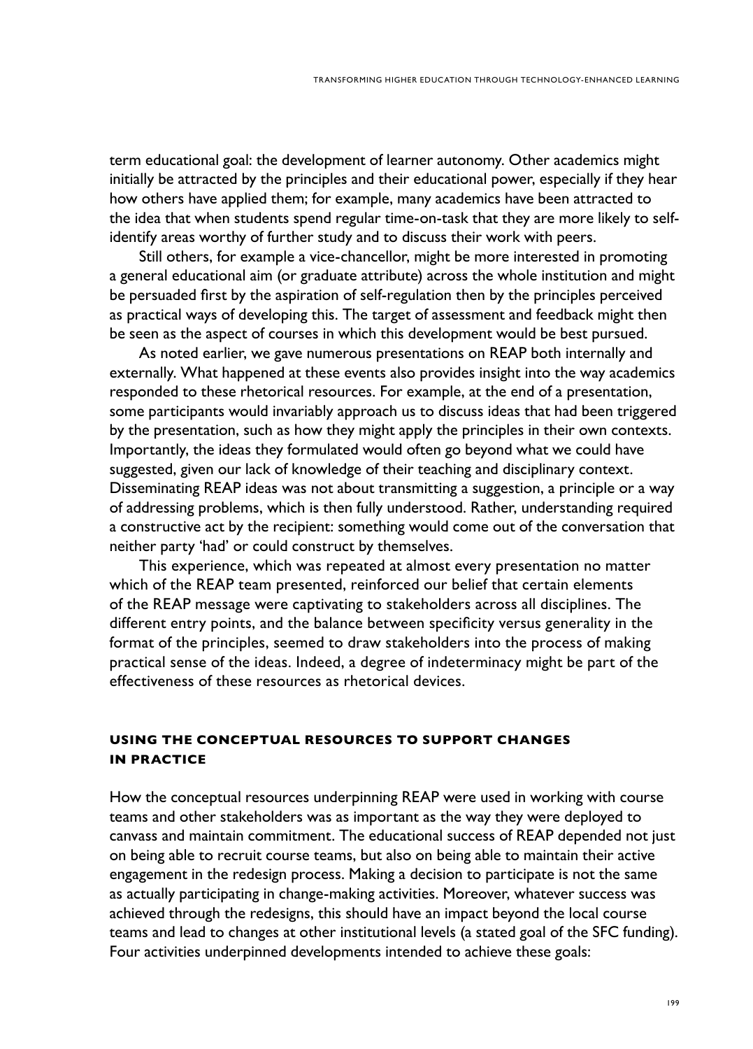term educational goal: the development of learner autonomy. Other academics might initially be attracted by the principles and their educational power, especially if they hear how others have applied them; for example, many academics have been attracted to the idea that when students spend regular time-on-task that they are more likely to self-identify areas worthy of further study and to discuss their work with peers.

Still others, for example a vice-chancellor, might be more interested in promoting a general educational aim (or graduate attribute) across the whole institution and might be persuaded first by the aspiration of self-regulation then by the principles perceived as practical ways of developing this. The target of assessment and feedback might then be seen as the aspect of courses in which this development would be best pursued.

As noted earlier, we gave numerous presentations on REAP both internally and externally. What happened at these events also provides insight into the way academics responded to these rhetorical resources. For example, at the end of a presentation, some participants would invariably approach us to discuss ideas that had been triggered by the presentation, such as how they might apply the principles in their own contexts. Importantly, the ideas they formulated would often go beyond what we could have suggested, given our lack of knowledge of their teaching and disciplinary context. Disseminating REAP ideas was not about transmitting a suggestion, a principle or a way of addressing problems, which is then fully understood. Rather, understanding required a constructive act by the recipient: something would come out of the conversation that neither party 'had' or could construct by themselves.

This experience, which was repeated at almost every presentation no matter which of the REAP team presented, reinforced our belief that certain elements of the REAP message were captivating to stakeholders across all disciplines. The different entry points, and the balance between specificity versus generality in the format of the principles, seemed to draw stakeholders into the process of making practical sense of the ideas. Indeed, a degree of indeterminacy might be part of the effectiveness of these resources as rhetorical devices.

## USING THE CONCEPTUAL RESOURCES TO SUPPORT CHANGES IN PRACTICE

How the conceptual resources underpinning REAP were used in working with course teams and other stakeholders was as important as the way they were deployed to canvass and maintain commitment. The educational success of REAP depended not just on being able to recruit course teams, but also on being able to maintain their active engagement in the redesign process. Making a decision to participate is not the same as actually participating in change-making activities. Moreover, whatever success was achieved through the redesigns, this should have an impact beyond the local course teams and lead to changes at other institutional levels (a stated goal of the SFC funding). Four activities underpinned developments intended to achieve these goals: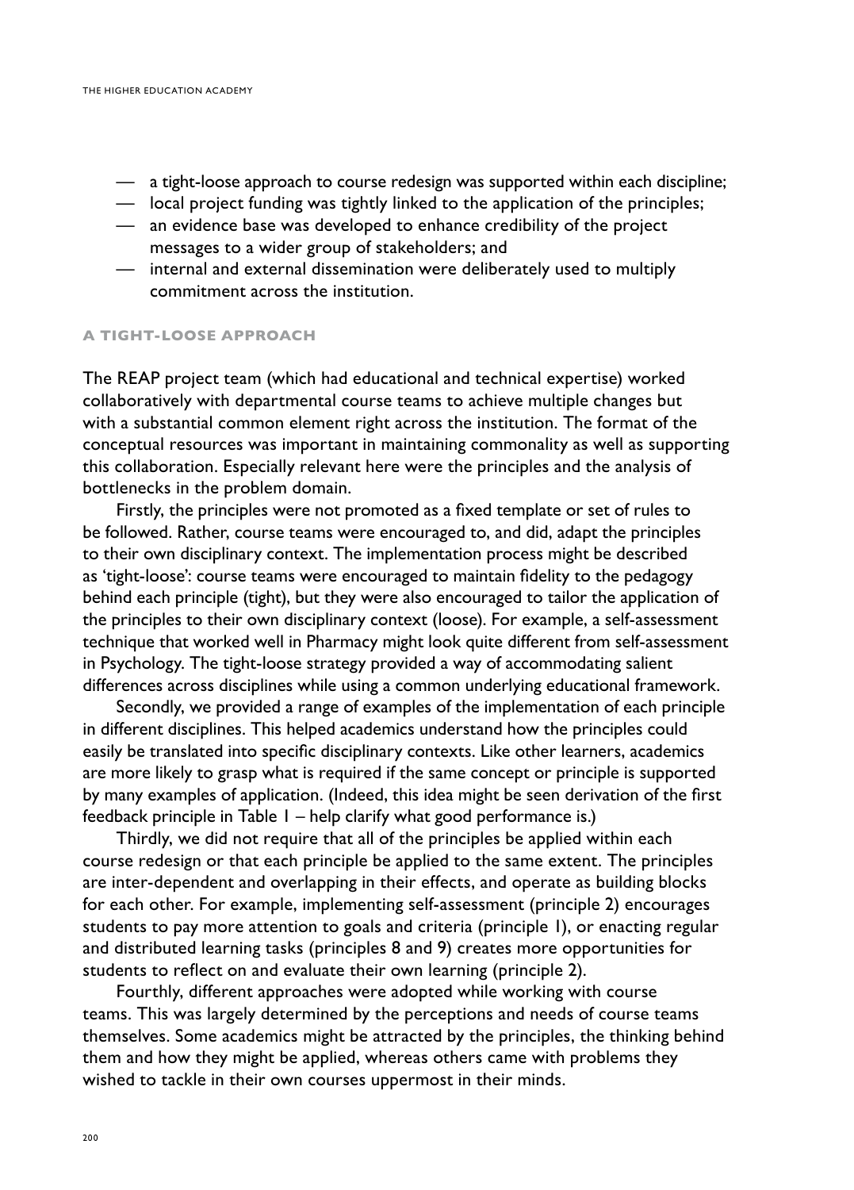- a tight-loose approach to course redesign was supported within each discipline;
- local project funding was tightly linked to the application of the principles;
- an evidence base was developed to enhance credibility of the project messages to a wider group of stakeholders; and
- internal and external dissemination were deliberately used to multiply commitment across the institution.

### A TIGHT-LOOSE APPROACH

The REAP project team (which had educational and technical expertise) worked collaboratively with departmental course teams to achieve multiple changes but with a substantial common element right across the institution. The format of the conceptual resources was important in maintaining commonality as well as supporting this collaboration. Especially relevant here were the principles and the analysis of bottlenecks in the problem domain.

Firstly, the principles were not promoted as a fixed template or set of rules to be followed. Rather, course teams were encouraged to, and did, adapt the principles to their own disciplinary context. The implementation process might be described as 'tight-loose': course teams were encouraged to maintain fidelity to the pedagogy behind each principle (tight), but they were also encouraged to tailor the application of the principles to their own disciplinary context (loose). For example, a self-assessment technique that worked well in Pharmacy might look quite different from self-assessment in Psychology. The tight-loose strategy provided a way of accommodating salient differences across disciplines while using a common underlying educational framework.

Secondly, we provided a range of examples of the implementation of each principle in different disciplines. This helped academics understand how the principles could easily be translated into specific disciplinary contexts. Like other learners, academics are more likely to grasp what is required if the same concept or principle is supported by many examples of application. (Indeed, this idea might be seen derivation of the first feedback principle in Table 1 – help clarify what good performance is.)

Thirdly, we did not require that all of the principles be applied within each course redesign or that each principle be applied to the same extent. The principles are inter-dependent and overlapping in their effects, and operate as building blocks for each other. For example, implementing self-assessment (principle 2) encourages students to pay more attention to goals and criteria (principle 1), or enacting regular and distributed learning tasks (principles 8 and 9) creates more opportunities for students to reflect on and evaluate their own learning (principle 2).

Fourthly, different approaches were adopted while working with course teams. This was largely determined by the perceptions and needs of course teams themselves. Some academics might be attracted by the principles, the thinking behind them and how they might be applied, whereas others came with problems they wished to tackle in their own courses uppermost in their minds.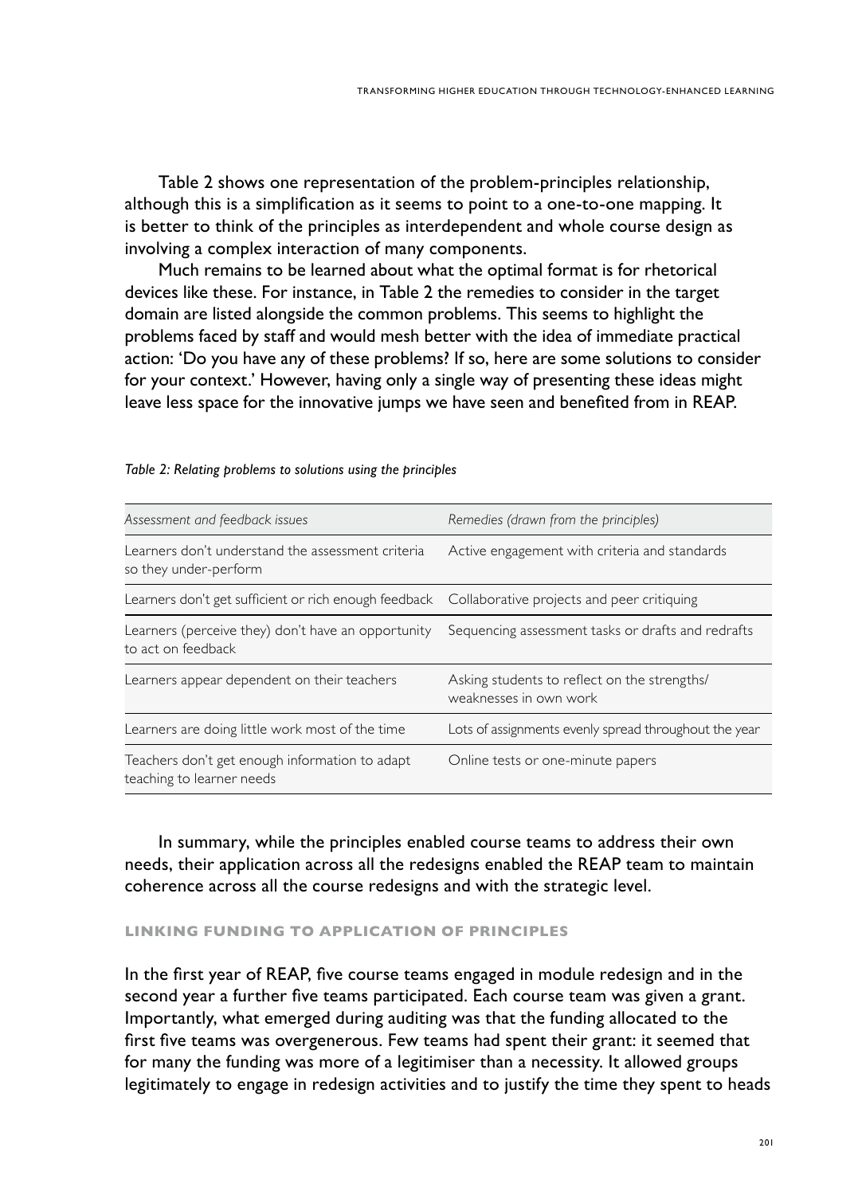Table 2 shows one representation of the problem-principles relationship, although this is a simplification as it seems to point to a one-to-one mapping. It is better to think of the principles as interdependent and whole course design as involving a complex interaction of many components.

Much remains to be learned about what the optimal format is for rhetorical devices like these. For instance, in Table 2 the remedies to consider in the target domain are listed alongside the common problems. This seems to highlight the problems faced by staff and would mesh better with the idea of immediate practical action: 'Do you have any of these problems? If so, here are some solutions to consider for your context.' However, having only a single way of presenting these ideas might leave less space for the innovative jumps we have seen and benefited from in REAP.

*Table 2: Relating problems to solutions using the principles*

| *Assessment and feedback issues* | *Remedies (drawn from the principles)* |
|---|---|
| Learners don't understand the assessment criteria so they under-perform | Active engagement with criteria and standards |
| Learners don't get sufficient or rich enough feedback | Collaborative projects and peer critiquing |
| Learners (perceive they) don't have an opportunity to act on feedback | Sequencing assessment tasks or drafts and redrafts |
| Learners appear dependent on their teachers | Asking students to reflect on the strengths/ weaknesses in own work |
| Learners are doing little work most of the time | Lots of assignments evenly spread throughout the year |
| Teachers don't get enough information to adapt teaching to learner needs | Online tests or one-minute papers |

In summary, while the principles enabled course teams to address their own needs, their application across all the redesigns enabled the REAP team to maintain coherence across all the course redesigns and with the strategic level.

### LINKING FUNDING TO APPLICATION OF PRINCIPLES

In the first year of REAP, five course teams engaged in module redesign and in the second year a further five teams participated. Each course team was given a grant. Importantly, what emerged during auditing was that the funding allocated to the first five teams was overgenerous. Few teams had spent their grant: it seemed that for many the funding was more of a legitimiser than a necessity. It allowed groups legitimately to engage in redesign activities and to justify the time they spent to heads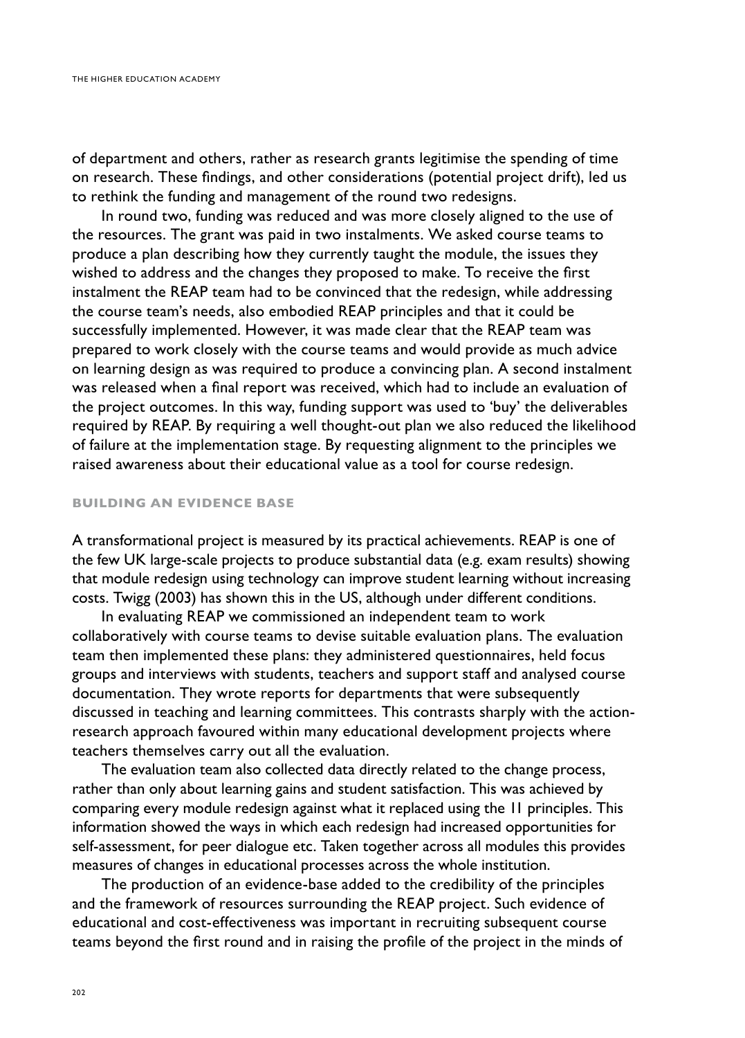of department and others, rather as research grants legitimise the spending of time on research. These findings, and other considerations (potential project drift), led us to rethink the funding and management of the round two redesigns.

In round two, funding was reduced and was more closely aligned to the use of the resources. The grant was paid in two instalments. We asked course teams to produce a plan describing how they currently taught the module, the issues they wished to address and the changes they proposed to make. To receive the first instalment the REAP team had to be convinced that the redesign, while addressing the course team's needs, also embodied REAP principles and that it could be successfully implemented. However, it was made clear that the REAP team was prepared to work closely with the course teams and would provide as much advice on learning design as was required to produce a convincing plan. A second instalment was released when a final report was received, which had to include an evaluation of the project outcomes. In this way, funding support was used to 'buy' the deliverables required by REAP. By requiring a well thought-out plan we also reduced the likelihood of failure at the implementation stage. By requesting alignment to the principles we raised awareness about their educational value as a tool for course redesign.

## BUILDING AN EVIDENCE BASE

A transformational project is measured by its practical achievements. REAP is one of the few UK large-scale projects to produce substantial data (e.g. exam results) showing that module redesign using technology can improve student learning without increasing costs. Twigg (2003) has shown this in the US, although under different conditions.

In evaluating REAP we commissioned an independent team to work collaboratively with course teams to devise suitable evaluation plans. The evaluation team then implemented these plans: they administered questionnaires, held focus groups and interviews with students, teachers and support staff and analysed course documentation. They wrote reports for departments that were subsequently discussed in teaching and learning committees. This contrasts sharply with the action-research approach favoured within many educational development projects where teachers themselves carry out all the evaluation.

The evaluation team also collected data directly related to the change process, rather than only about learning gains and student satisfaction. This was achieved by comparing every module redesign against what it replaced using the 11 principles. This information showed the ways in which each redesign had increased opportunities for self-assessment, for peer dialogue etc. Taken together across all modules this provides measures of changes in educational processes across the whole institution.

The production of an evidence-base added to the credibility of the principles and the framework of resources surrounding the REAP project. Such evidence of educational and cost-effectiveness was important in recruiting subsequent course teams beyond the first round and in raising the profile of the project in the minds of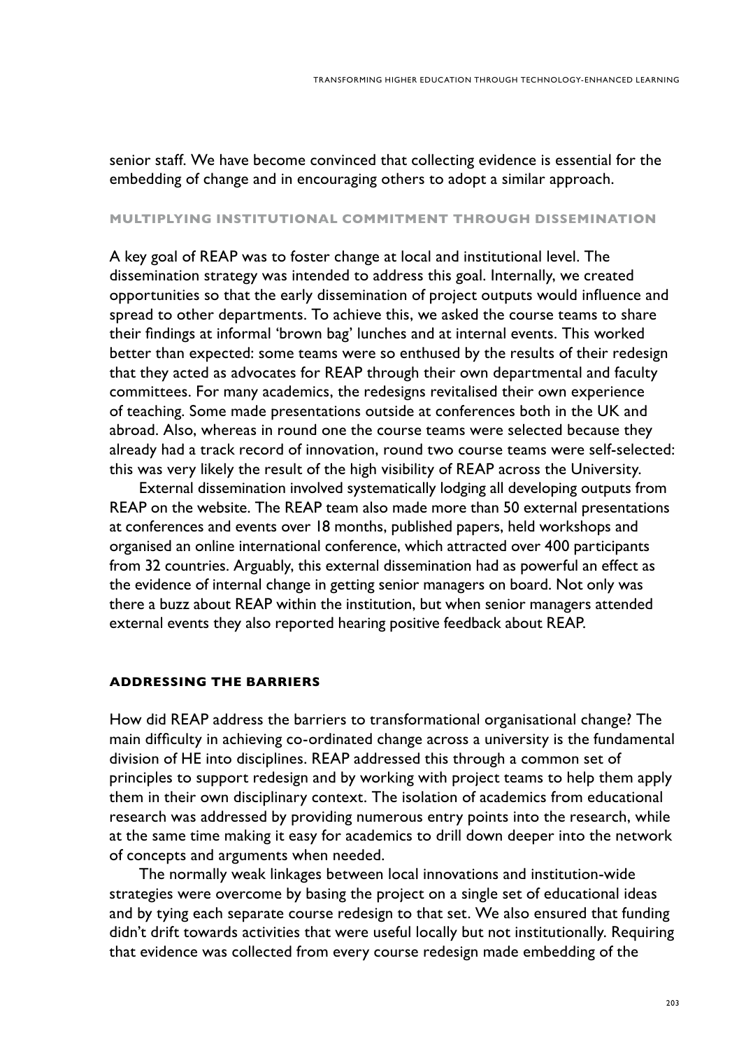senior staff. We have become convinced that collecting evidence is essential for the embedding of change and in encouraging others to adopt a similar approach.

## MULTIPLYING INSTITUTIONAL COMMITMENT THROUGH DISSEMINATION

A key goal of REAP was to foster change at local and institutional level. The dissemination strategy was intended to address this goal. Internally, we created opportunities so that the early dissemination of project outputs would influence and spread to other departments. To achieve this, we asked the course teams to share their findings at informal 'brown bag' lunches and at internal events. This worked better than expected: some teams were so enthused by the results of their redesign that they acted as advocates for REAP through their own departmental and faculty committees. For many academics, the redesigns revitalised their own experience of teaching. Some made presentations outside at conferences both in the UK and abroad. Also, whereas in round one the course teams were selected because they already had a track record of innovation, round two course teams were self-selected: this was very likely the result of the high visibility of REAP across the University.

External dissemination involved systematically lodging all developing outputs from REAP on the website. The REAP team also made more than 50 external presentations at conferences and events over 18 months, published papers, held workshops and organised an online international conference, which attracted over 400 participants from 32 countries. Arguably, this external dissemination had as powerful an effect as the evidence of internal change in getting senior managers on board. Not only was there a buzz about REAP within the institution, but when senior managers attended external events they also reported hearing positive feedback about REAP.

## ADDRESSING THE BARRIERS

How did REAP address the barriers to transformational organisational change? The main difficulty in achieving co-ordinated change across a university is the fundamental division of HE into disciplines. REAP addressed this through a common set of principles to support redesign and by working with project teams to help them apply them in their own disciplinary context. The isolation of academics from educational research was addressed by providing numerous entry points into the research, while at the same time making it easy for academics to drill down deeper into the network of concepts and arguments when needed.

The normally weak linkages between local innovations and institution-wide strategies were overcome by basing the project on a single set of educational ideas and by tying each separate course redesign to that set. We also ensured that funding didn't drift towards activities that were useful locally but not institutionally. Requiring that evidence was collected from every course redesign made embedding of the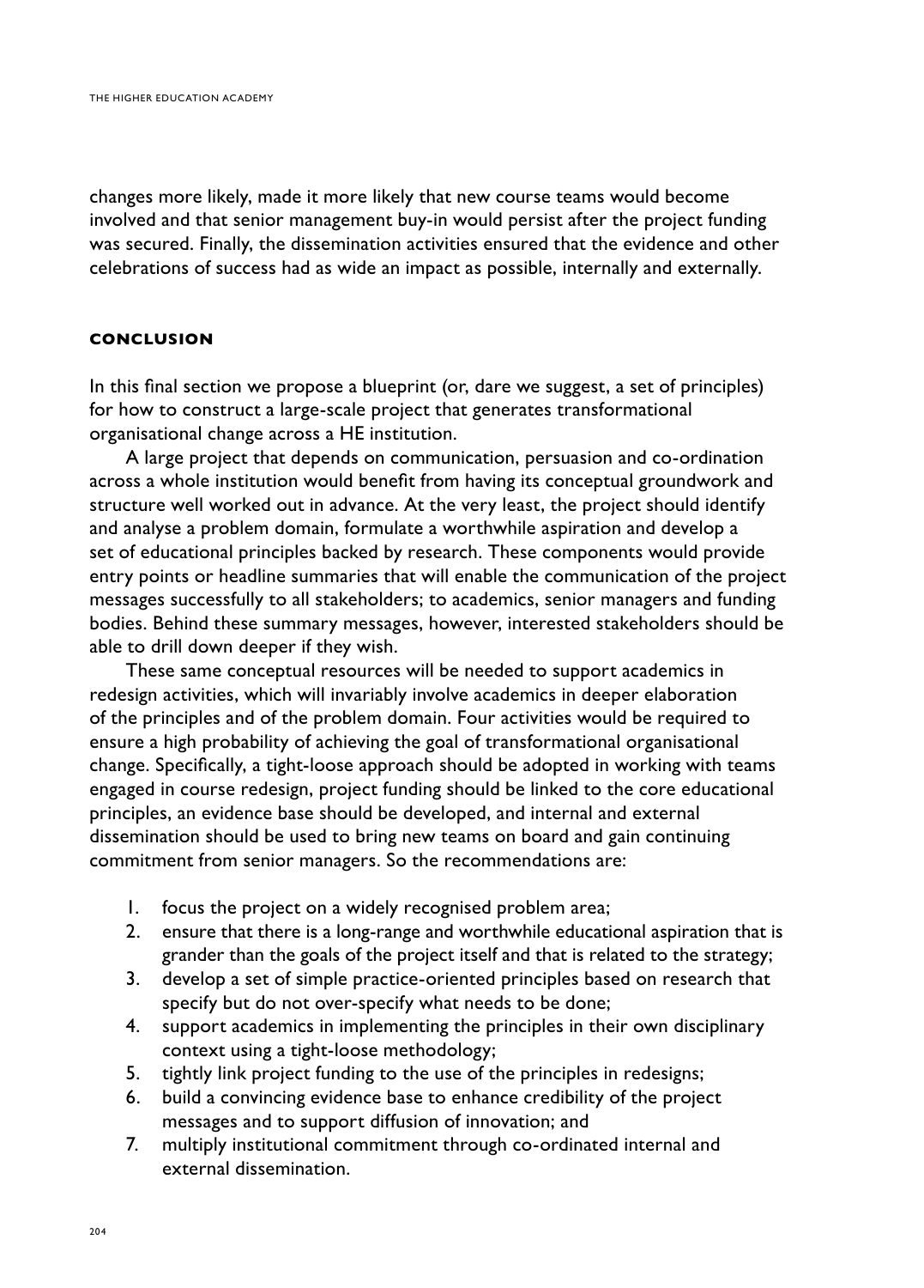changes more likely, made it more likely that new course teams would become involved and that senior management buy-in would persist after the project funding was secured. Finally, the dissemination activities ensured that the evidence and other celebrations of success had as wide an impact as possible, internally and externally.

## CONCLUSION

In this final section we propose a blueprint (or, dare we suggest, a set of principles) for how to construct a large-scale project that generates transformational organisational change across a HE institution.

A large project that depends on communication, persuasion and co-ordination across a whole institution would benefit from having its conceptual groundwork and structure well worked out in advance. At the very least, the project should identify and analyse a problem domain, formulate a worthwhile aspiration and develop a set of educational principles backed by research. These components would provide entry points or headline summaries that will enable the communication of the project messages successfully to all stakeholders; to academics, senior managers and funding bodies. Behind these summary messages, however, interested stakeholders should be able to drill down deeper if they wish.

These same conceptual resources will be needed to support academics in redesign activities, which will invariably involve academics in deeper elaboration of the principles and of the problem domain. Four activities would be required to ensure a high probability of achieving the goal of transformational organisational change. Specifically, a tight-loose approach should be adopted in working with teams engaged in course redesign, project funding should be linked to the core educational principles, an evidence base should be developed, and internal and external dissemination should be used to bring new teams on board and gain continuing commitment from senior managers. So the recommendations are:

1. focus the project on a widely recognised problem area;
2. ensure that there is a long-range and worthwhile educational aspiration that is grander than the goals of the project itself and that is related to the strategy;
3. develop a set of simple practice-oriented principles based on research that specify but do not over-specify what needs to be done;
4. support academics in implementing the principles in their own disciplinary context using a tight-loose methodology;
5. tightly link project funding to the use of the principles in redesigns;
6. build a convincing evidence base to enhance credibility of the project messages and to support diffusion of innovation; and
7. multiply institutional commitment through co-ordinated internal and external dissemination.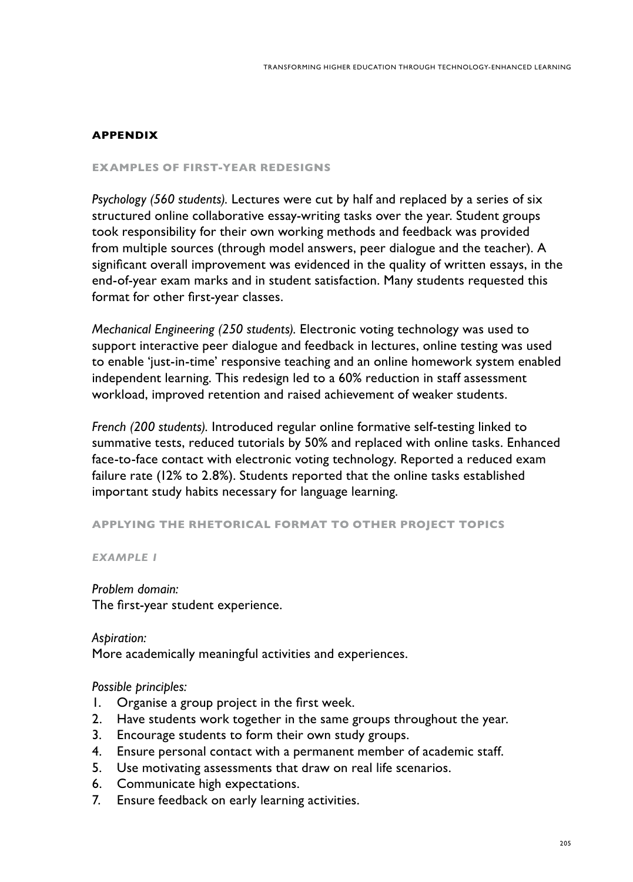## APPENDIX

### EXAMPLES OF FIRST-YEAR REDESIGNS

*Psychology (560 students).* Lectures were cut by half and replaced by a series of six structured online collaborative essay-writing tasks over the year. Student groups took responsibility for their own working methods and feedback was provided from multiple sources (through model answers, peer dialogue and the teacher). A significant overall improvement was evidenced in the quality of written essays, in the end-of-year exam marks and in student satisfaction. Many students requested this format for other first-year classes.

*Mechanical Engineering (250 students).* Electronic voting technology was used to support interactive peer dialogue and feedback in lectures, online testing was used to enable 'just-in-time' responsive teaching and an online homework system enabled independent learning. This redesign led to a 60% reduction in staff assessment workload, improved retention and raised achievement of weaker students.

*French (200 students).* Introduced regular online formative self-testing linked to summative tests, reduced tutorials by 50% and replaced with online tasks. Enhanced face-to-face contact with electronic voting technology. Reported a reduced exam failure rate (12% to 2.8%). Students reported that the online tasks established important study habits necessary for language learning.

### APPLYING THE RHETORICAL FORMAT TO OTHER PROJECT TOPICS

#### *EXAMPLE 1*

*Problem domain:*
The first-year student experience.

*Aspiration:*
More academically meaningful activities and experiences.

*Possible principles:*

1. Organise a group project in the first week.
2. Have students work together in the same groups throughout the year.
3. Encourage students to form their own study groups.
4. Ensure personal contact with a permanent member of academic staff.
5. Use motivating assessments that draw on real life scenarios.
6. Communicate high expectations.
7. Ensure feedback on early learning activities.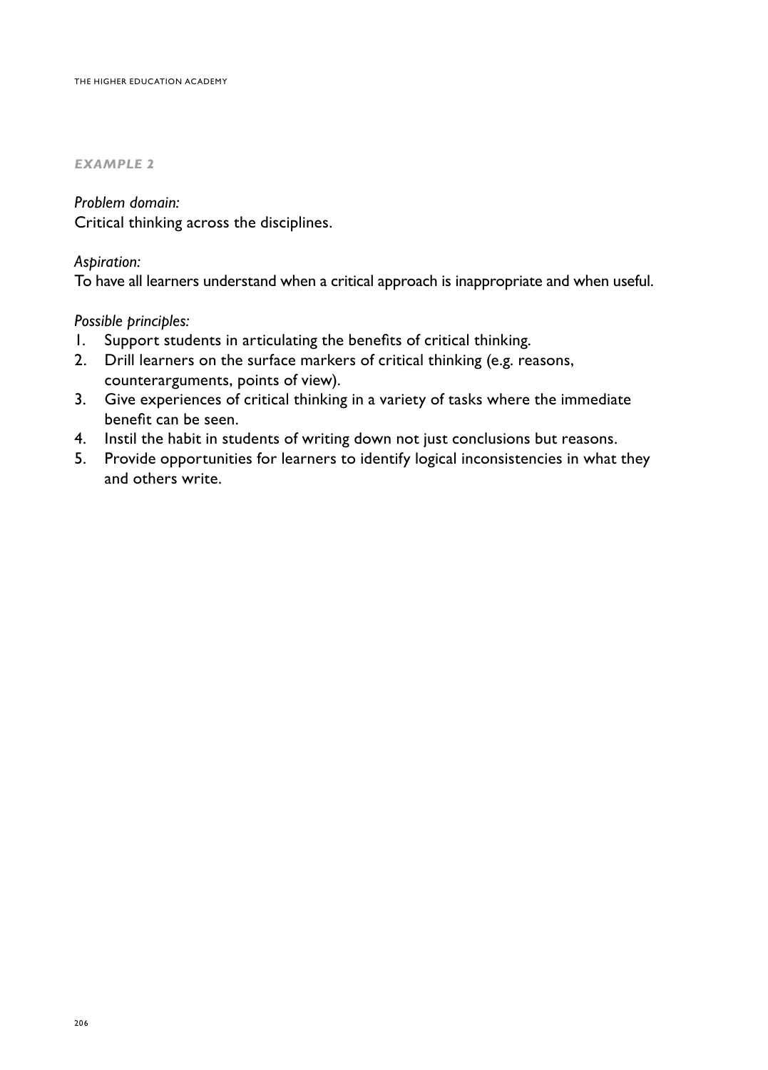***EXAMPLE 2***

*Problem domain:*
Critical thinking across the disciplines.

*Aspiration:*
To have all learners understand when a critical approach is inappropriate and when useful.

*Possible principles:*

1. Support students in articulating the benefits of critical thinking.
2. Drill learners on the surface markers of critical thinking (e.g. reasons, counterarguments, points of view).
3. Give experiences of critical thinking in a variety of tasks where the immediate benefit can be seen.
4. Instil the habit in students of writing down not just conclusions but reasons.
5. Provide opportunities for learners to identify logical inconsistencies in what they and others write.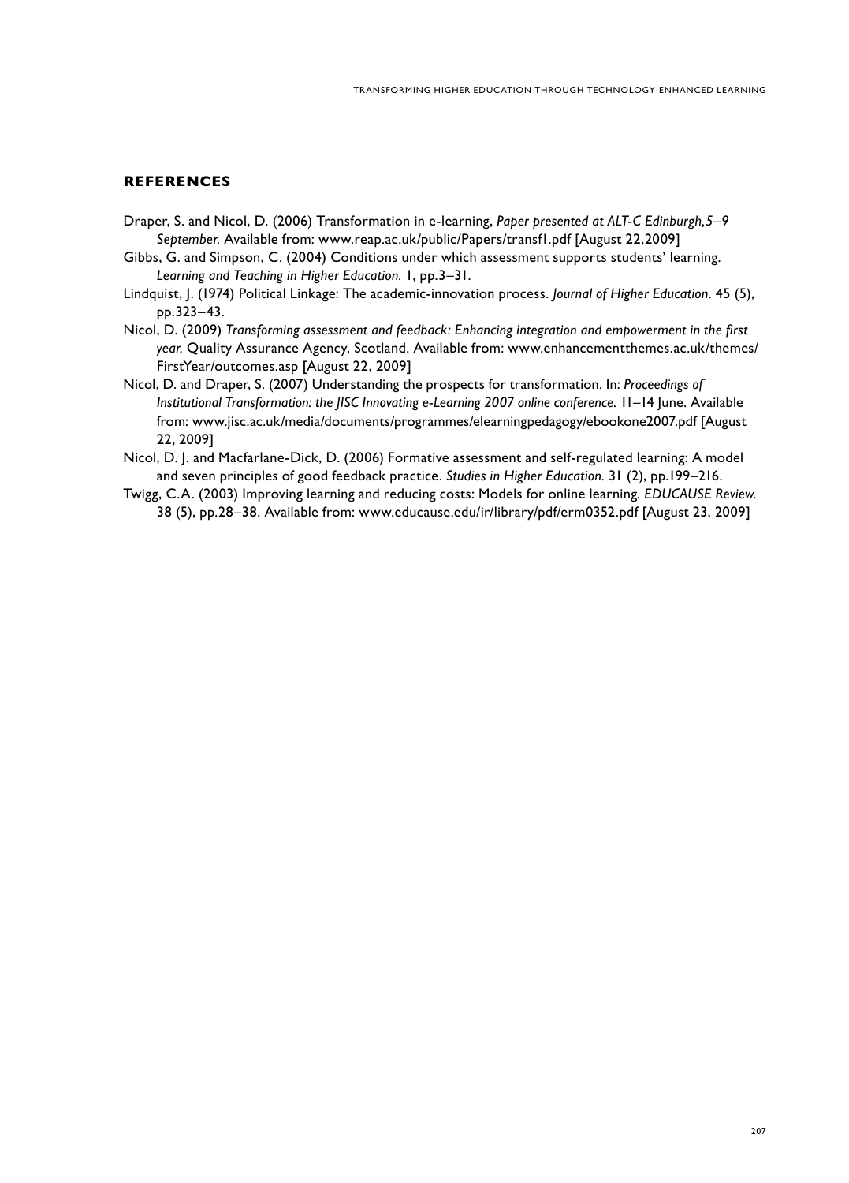## REFERENCES

Draper, S. and Nicol, D. (2006) Transformation in e-learning, *Paper presented at ALT-C Edinburgh,5–9 September.* Available from: www.reap.ac.uk/public/Papers/transf1.pdf [August 22,2009]

Gibbs, G. and Simpson, C. (2004) Conditions under which assessment supports students' learning. *Learning and Teaching in Higher Education.* 1, pp.3–31.

Lindquist, J. (1974) Political Linkage: The academic-innovation process. *Journal of Higher Education*. 45 (5), pp.323–43.

Nicol, D. (2009) *Transforming assessment and feedback: Enhancing integration and empowerment in the first year.* Quality Assurance Agency, Scotland. Available from: www.enhancementthemes.ac.uk/themes/FirstYear/outcomes.asp [August 22, 2009]

Nicol, D. and Draper, S. (2007) Understanding the prospects for transformation. In: *Proceedings of Institutional Transformation: the JISC Innovating e-Learning 2007 online conference.* 11–14 June. Available from: www.jisc.ac.uk/media/documents/programmes/elearningpedagogy/ebookone2007.pdf [August 22, 2009]

Nicol, D. J. and Macfarlane-Dick, D. (2006) Formative assessment and self-regulated learning: A model and seven principles of good feedback practice. *Studies in Higher Education.* 31 (2), pp.199–216.

Twigg, C.A. (2003) Improving learning and reducing costs: Models for online learning. *EDUCAUSE Review.* 38 (5), pp.28–38. Available from: www.educause.edu/ir/library/pdf/erm0352.pdf [August 23, 2009]